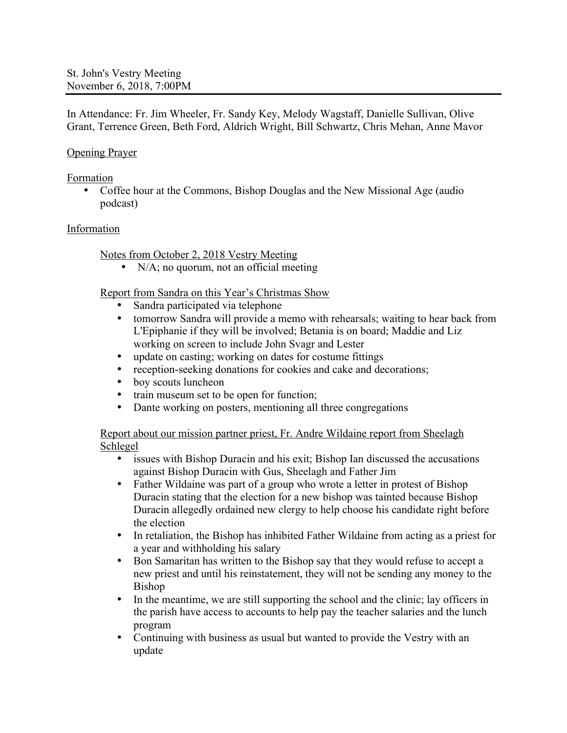St. John's Vestry Meeting
November 6, 2018, 7:00PM

---

In Attendance: Fr. Jim Wheeler, Fr. Sandy Key, Melody Wagstaff, Danielle Sullivan, Olive Grant, Terrence Green, Beth Ford, Aldrich Wright, Bill Schwartz, Chris Mehan, Anne Mavor

<u>Opening Prayer</u>

<u>Formation</u>

- Coffee hour at the Commons, Bishop Douglas and the New Missional Age (audio podcast)

<u>Information</u>

<u>Notes from October 2, 2018 Vestry Meeting</u>

- N/A; no quorum, not an official meeting

<u>Report from Sandra on this Year's Christmas Show</u>

- Sandra participated via telephone
- tomorrow Sandra will provide a memo with rehearsals; waiting to hear back from L'Epiphanie if they will be involved; Betania is on board; Maddie and Liz working on screen to include John Svagr and Lester
- update on casting; working on dates for costume fittings
- reception-seeking donations for cookies and cake and decorations;
- boy scouts luncheon
- train museum set to be open for function;
- Dante working on posters, mentioning all three congregations

<u>Report about our mission partner priest, Fr. Andre Wildaine report from Sheelagh Schlegel</u>

- issues with Bishop Duracin and his exit; Bishop Ian discussed the accusations against Bishop Duracin with Gus, Sheelagh and Father Jim
- Father Wildaine was part of a group who wrote a letter in protest of Bishop Duracin stating that the election for a new bishop was tainted because Bishop Duracin allegedly ordained new clergy to help choose his candidate right before the election
- In retaliation, the Bishop has inhibited Father Wildaine from acting as a priest for a year and withholding his salary
- Bon Samaritan has written to the Bishop say that they would refuse to accept a new priest and until his reinstatement, they will not be sending any money to the Bishop
- In the meantime, we are still supporting the school and the clinic; lay officers in the parish have access to accounts to help pay the teacher salaries and the lunch program
- Continuing with business as usual but wanted to provide the Vestry with an update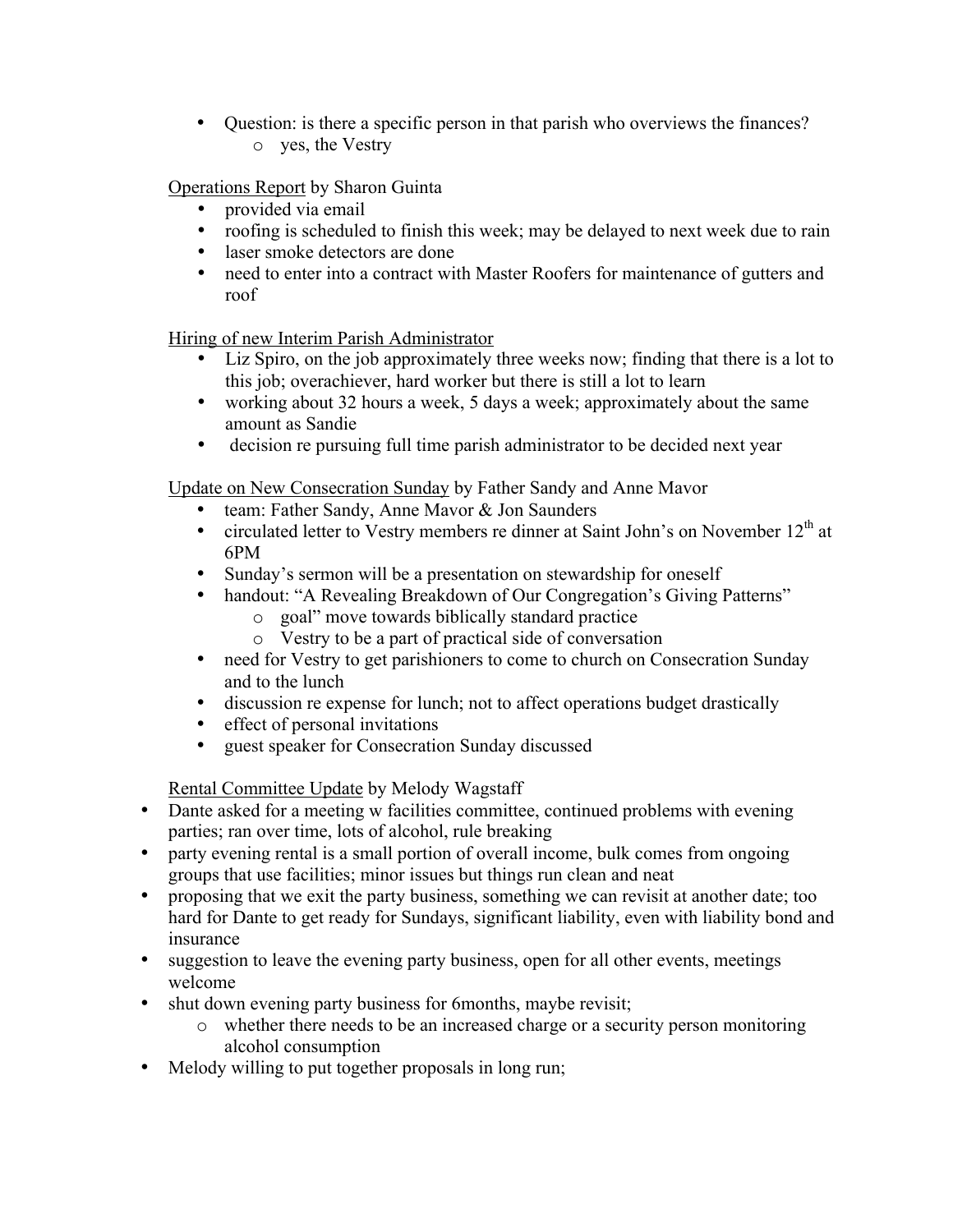- Question: is there a specific person in that parish who overviews the finances?
    - yes, the Vestry

<u>Operations Report</u> by Sharon Guinta

- provided via email
- roofing is scheduled to finish this week; may be delayed to next week due to rain
- laser smoke detectors are done
- need to enter into a contract with Master Roofers for maintenance of gutters and roof

<u>Hiring of new Interim Parish Administrator</u>

- Liz Spiro, on the job approximately three weeks now; finding that there is a lot to this job; overachiever, hard worker but there is still a lot to learn
- working about 32 hours a week, 5 days a week; approximately about the same amount as Sandie
- decision re pursuing full time parish administrator to be decided next year

<u>Update on New Consecration Sunday</u> by Father Sandy and Anne Mavor

- team: Father Sandy, Anne Mavor & Jon Saunders
- circulated letter to Vestry members re dinner at Saint John's on November 12th at 6PM
- Sunday's sermon will be a presentation on stewardship for oneself
- handout: "A Revealing Breakdown of Our Congregation's Giving Patterns"
    - goal" move towards biblically standard practice
    - Vestry to be a part of practical side of conversation
- need for Vestry to get parishioners to come to church on Consecration Sunday and to the lunch
- discussion re expense for lunch; not to affect operations budget drastically
- effect of personal invitations
- guest speaker for Consecration Sunday discussed

<u>Rental Committee Update</u> by Melody Wagstaff

- Dante asked for a meeting w facilities committee, continued problems with evening parties; ran over time, lots of alcohol, rule breaking
- party evening rental is a small portion of overall income, bulk comes from ongoing groups that use facilities; minor issues but things run clean and neat
- proposing that we exit the party business, something we can revisit at another date; too hard for Dante to get ready for Sundays, significant liability, even with liability bond and insurance
- suggestion to leave the evening party business, open for all other events, meetings welcome
- shut down evening party business for 6months, maybe revisit;
    - whether there needs to be an increased charge or a security person monitoring alcohol consumption
- Melody willing to put together proposals in long run;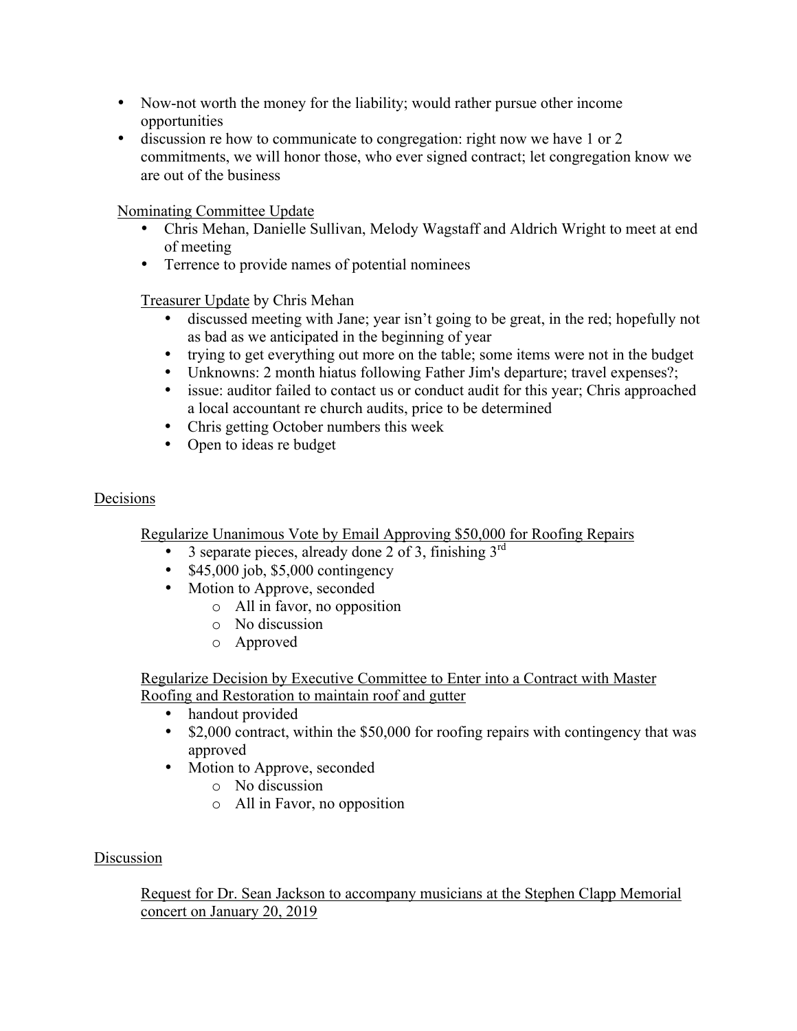- Now-not worth the money for the liability; would rather pursue other income opportunities
- discussion re how to communicate to congregation: right now we have 1 or 2 commitments, we will honor those, who ever signed contract; let congregation know we are out of the business

Nominating Committee Update

- Chris Mehan, Danielle Sullivan, Melody Wagstaff and Aldrich Wright to meet at end of meeting
- Terrence to provide names of potential nominees

Treasurer Update by Chris Mehan

- discussed meeting with Jane; year isn't going to be great, in the red; hopefully not as bad as we anticipated in the beginning of year
- trying to get everything out more on the table; some items were not in the budget
- Unknowns: 2 month hiatus following Father Jim's departure; travel expenses?;
- issue: auditor failed to contact us or conduct audit for this year; Chris approached a local accountant re church audits, price to be determined
- Chris getting October numbers this week
- Open to ideas re budget

Decisions

Regularize Unanimous Vote by Email Approving $50,000 for Roofing Repairs

- 3 separate pieces, already done 2 of 3, finishing 3rd
- $45,000 job, $5,000 contingency
- Motion to Approve, seconded
  - All in favor, no opposition
  - No discussion
  - Approved

Regularize Decision by Executive Committee to Enter into a Contract with Master Roofing and Restoration to maintain roof and gutter

- handout provided
- $2,000 contract, within the $50,000 for roofing repairs with contingency that was approved
- Motion to Approve, seconded
  - No discussion
  - All in Favor, no opposition

Discussion

Request for Dr. Sean Jackson to accompany musicians at the Stephen Clapp Memorial concert on January 20, 2019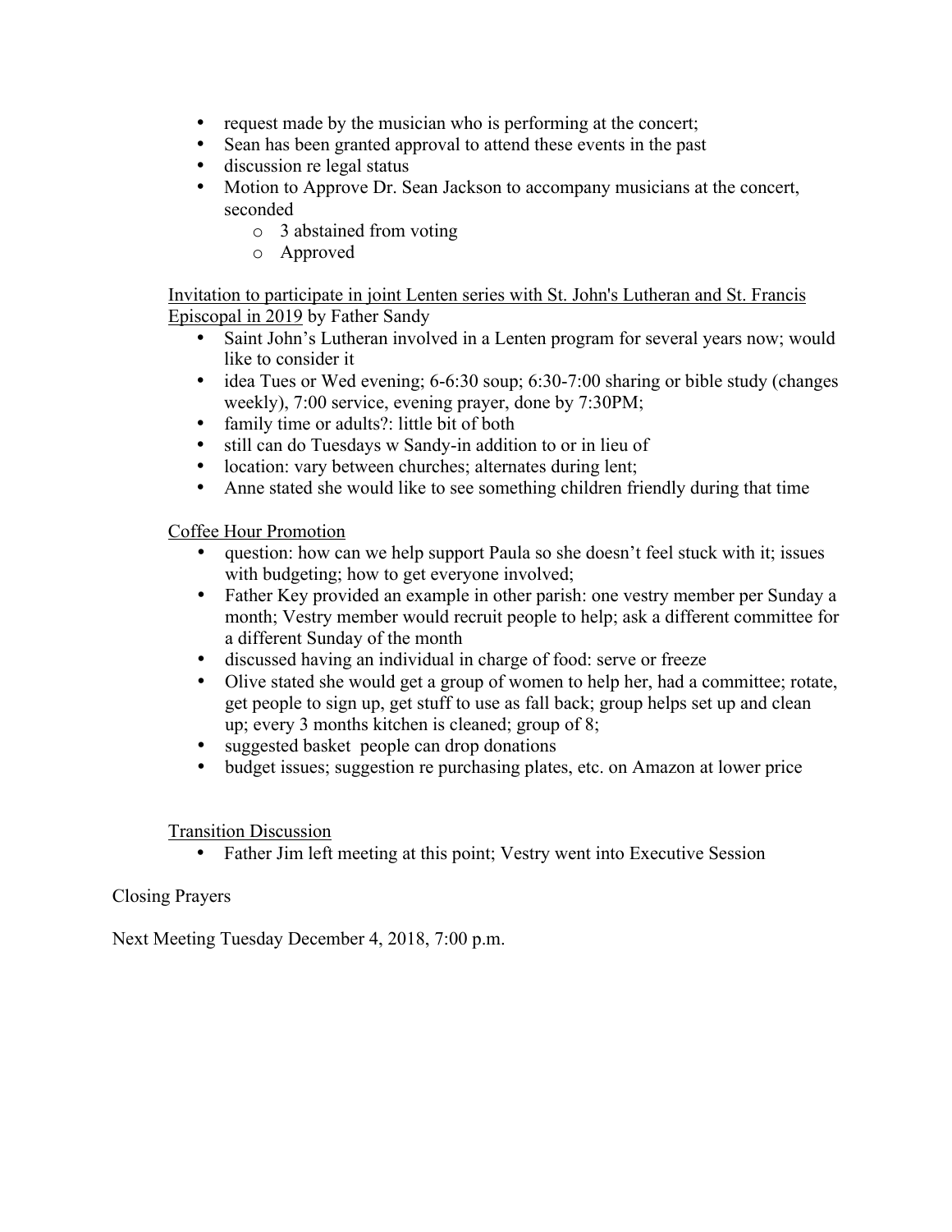- request made by the musician who is performing at the concert;
- Sean has been granted approval to attend these events in the past
- discussion re legal status
- Motion to Approve Dr. Sean Jackson to accompany musicians at the concert, seconded
  - 3 abstained from voting
  - Approved

Invitation to participate in joint Lenten series with St. John's Lutheran and St. Francis Episcopal in 2019 by Father Sandy

- Saint John's Lutheran involved in a Lenten program for several years now; would like to consider it
- idea Tues or Wed evening; 6-6:30 soup; 6:30-7:00 sharing or bible study (changes weekly), 7:00 service, evening prayer, done by 7:30PM;
- family time or adults?: little bit of both
- still can do Tuesdays w Sandy-in addition to or in lieu of
- location: vary between churches; alternates during lent;
- Anne stated she would like to see something children friendly during that time

Coffee Hour Promotion

- question: how can we help support Paula so she doesn't feel stuck with it; issues with budgeting; how to get everyone involved;
- Father Key provided an example in other parish: one vestry member per Sunday a month; Vestry member would recruit people to help; ask a different committee for a different Sunday of the month
- discussed having an individual in charge of food: serve or freeze
- Olive stated she would get a group of women to help her, had a committee; rotate, get people to sign up, get stuff to use as fall back; group helps set up and clean up; every 3 months kitchen is cleaned; group of 8;
- suggested basket people can drop donations
- budget issues; suggestion re purchasing plates, etc. on Amazon at lower price

Transition Discussion

- Father Jim left meeting at this point; Vestry went into Executive Session

Closing Prayers

Next Meeting Tuesday December 4, 2018, 7:00 p.m.